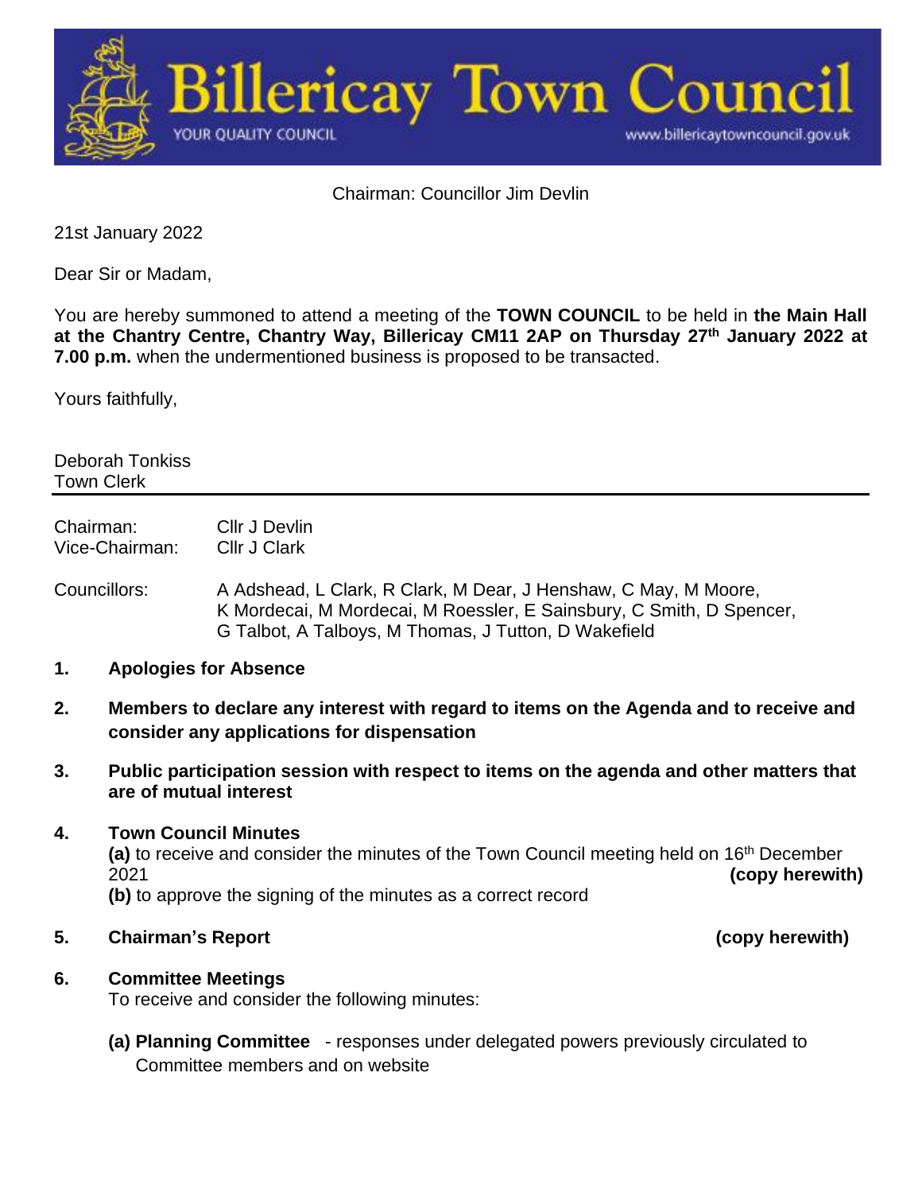# Billericay Town Council

YOUR QUALITY COUNCIL

www.billericaytowncouncil.gov.uk

Chairman: Councillor Jim Devlin

21st January 2022

Dear Sir or Madam,

You are hereby summoned to attend a meeting of the **TOWN COUNCIL** to be held in **the Main Hall at the Chantry Centre, Chantry Way, Billericay CM11 2AP on Thursday 27th January 2022 at 7.00 p.m.** when the undermentioned business is proposed to be transacted.

Yours faithfully,

Deborah Tonkiss
Town Clerk

---

Chairman: Cllr J Devlin
Vice-Chairman: Cllr J Clark

Councillors: A Adshead, L Clark, R Clark, M Dear, J Henshaw, C May, M Moore, K Mordecai, M Mordecai, M Roessler, E Sainsbury, C Smith, D Spencer, G Talbot, A Talboys, M Thomas, J Tutton, D Wakefield

**1. Apologies for Absence**

**2. Members to declare any interest with regard to items on the Agenda and to receive and consider any applications for dispensation**

**3. Public participation session with respect to items on the agenda and other matters that are of mutual interest**

**4. Town Council Minutes**

**(a)** to receive and consider the minutes of the Town Council meeting held on 16th December 2021 **(copy herewith)**

**(b)** to approve the signing of the minutes as a correct record

**5. Chairman's Report** **(copy herewith)**

**6. Committee Meetings**

To receive and consider the following minutes:

**(a) Planning Committee** - responses under delegated powers previously circulated to Committee members and on website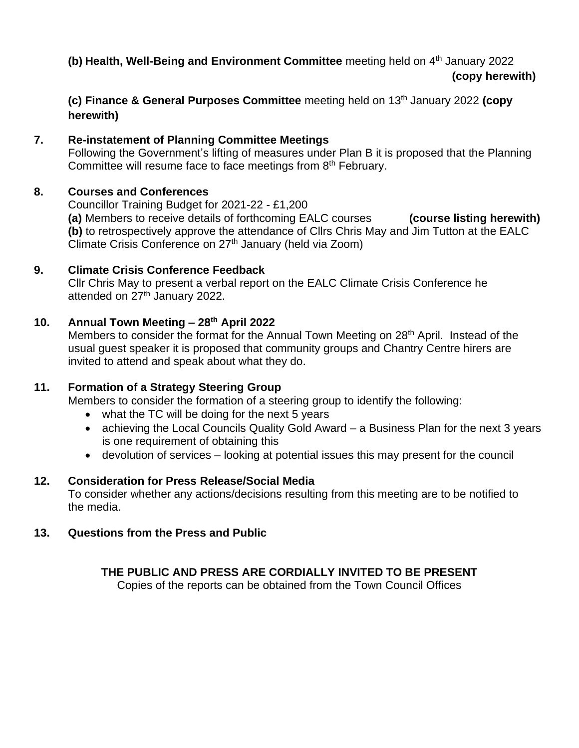**(b) Health, Well-Being and Environment Committee** meeting held on 4th January 2022 **(copy herewith)**

**(c) Finance & General Purposes Committee** meeting held on 13th January 2022 **(copy herewith)**

**7. Re-instatement of Planning Committee Meetings**

Following the Government's lifting of measures under Plan B it is proposed that the Planning Committee will resume face to face meetings from 8th February.

**8. Courses and Conferences**

Councillor Training Budget for 2021-22 - £1,200

**(a)** Members to receive details of forthcoming EALC courses **(course listing herewith)**

**(b)** to retrospectively approve the attendance of Cllrs Chris May and Jim Tutton at the EALC Climate Crisis Conference on 27th January (held via Zoom)

**9. Climate Crisis Conference Feedback**

Cllr Chris May to present a verbal report on the EALC Climate Crisis Conference he attended on 27th January 2022.

**10. Annual Town Meeting – 28th April 2022**

Members to consider the format for the Annual Town Meeting on 28th April. Instead of the usual guest speaker it is proposed that community groups and Chantry Centre hirers are invited to attend and speak about what they do.

**11. Formation of a Strategy Steering Group**

Members to consider the formation of a steering group to identify the following:

- what the TC will be doing for the next 5 years
- achieving the Local Councils Quality Gold Award – a Business Plan for the next 3 years is one requirement of obtaining this
- devolution of services – looking at potential issues this may present for the council

**12. Consideration for Press Release/Social Media**

To consider whether any actions/decisions resulting from this meeting are to be notified to the media.

**13. Questions from the Press and Public**

**THE PUBLIC AND PRESS ARE CORDIALLY INVITED TO BE PRESENT**

Copies of the reports can be obtained from the Town Council Offices